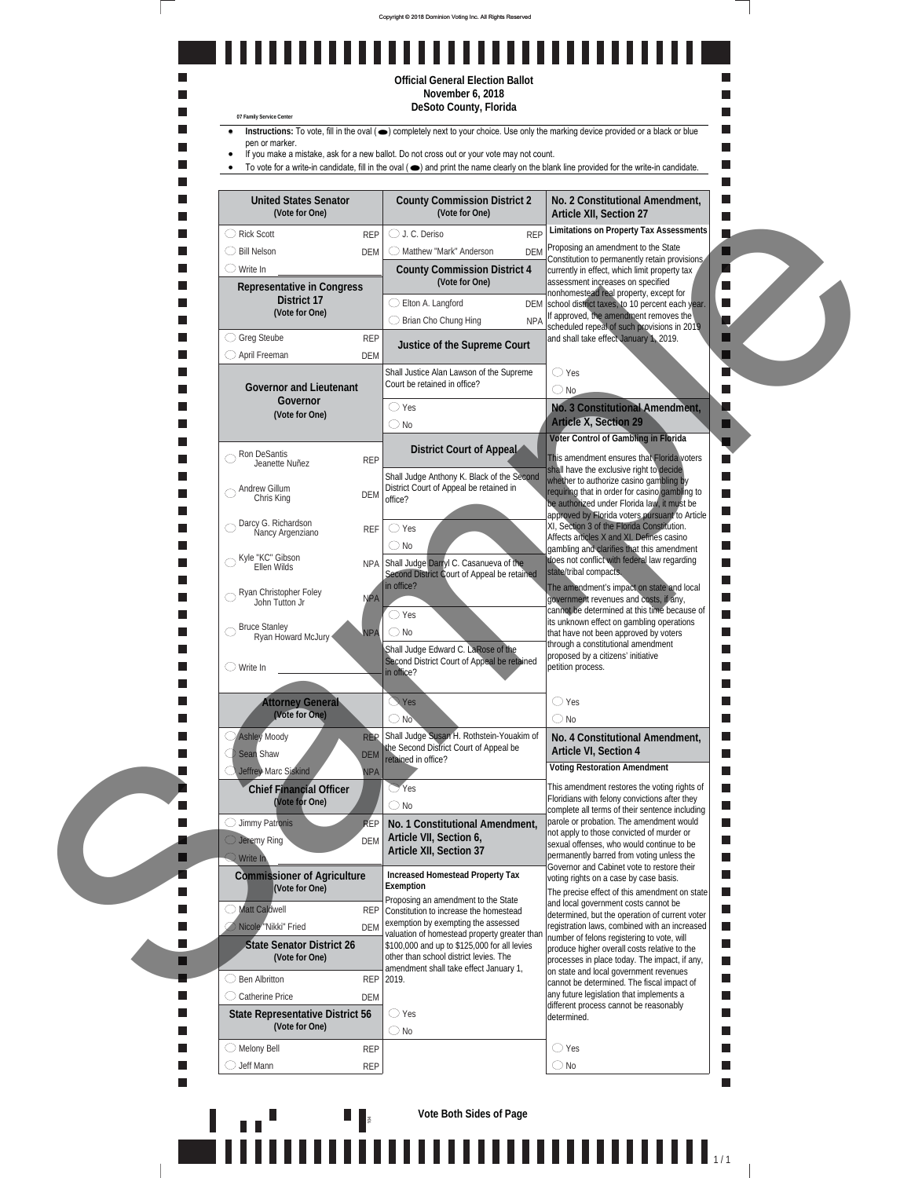Copyright © 2018 Dominion Voting Inc. All Rights Reserved

# Official General Election Ballot
## November 6, 2018
## DeSoto County, Florida

07 Family Service Center

- **Instructions:** To vote, fill in the oval ( ⬬ ) completely next to your choice. Use only the marking device provided or a black or blue pen or marker.
- If you make a mistake, ask for a new ballot. Do not cross out or your vote may not count.
- To vote for a write-in candidate, fill in the oval ( ⬬ ) and print the name clearly on the blank line provided for the write-in candidate.

### United States Senator
(Vote for One)

- ○ Rick Scott — REP
- ○ Bill Nelson — DEM
- ○ Write In

### Representative in Congress District 17
(Vote for One)

- ○ Greg Steube — REP
- ○ April Freeman — DEM

### Governor and Lieutenant Governor
(Vote for One)

- ○ Ron DeSantis / Jeanette Nuñez — REP
- ○ Andrew Gillum / Chris King — DEM
- ○ Darcy G. Richardson / Nancy Argenziano — REF
- ○ Kyle "KC" Gibson / Ellen Wilds — NPA
- ○ Ryan Christopher Foley / John Tutton Jr — NPA
- ○ Bruce Stanley / Ryan Howard McJury — NPA
- ○ Write In ________

### Attorney General
(Vote for One)

- ○ Ashley Moody — REP
- ○ Sean Shaw — DEM
- ○ Jeffrey Marc Siskind — NPA

### Chief Financial Officer
(Vote for One)

- ○ Jimmy Patronis — REP
- ○ Jeremy Ring — DEM
- ○ Write In

### Commissioner of Agriculture
(Vote for One)

- ○ Matt Caldwell — REP
- ○ Nicole "Nikki" Fried — DEM

### State Senator District 26
(Vote for One)

- ○ Ben Albritton — REP
- ○ Catherine Price — DEM

### State Representative District 56
(Vote for One)

- ○ Melony Bell — REP
- ○ Jeff Mann — REP

### County Commission District 2
(Vote for One)

- ○ J. C. Deriso — REP
- ○ Matthew "Mark" Anderson — DEM

### County Commission District 4
(Vote for One)

- ○ Elton A. Langford — DEM
- ○ Brian Cho Chung Hing — NPA

### Justice of the Supreme Court

Shall Justice Alan Lawson of the Supreme Court be retained in office?

- ○ Yes
- ○ No

### District Court of Appeal

Shall Judge Anthony K. Black of the Second District Court of Appeal be retained in office?

- ○ Yes
- ○ No

Shall Judge Darryl C. Casanueva of the Second District Court of Appeal be retained in office?

- ○ Yes
- ○ No

Shall Judge Edward C. LaRose of the Second District Court of Appeal be retained in office?

- ○ Yes
- ○ No

Shall Judge Susan H. Rothstein-Youakim of the Second District Court of Appeal be retained in office?

- ○ Yes
- ○ No

### No. 1 Constitutional Amendment, Article VII, Section 6, Article XII, Section 37

**Increased Homestead Property Tax Exemption**

Proposing an amendment to the State Constitution to increase the homestead exemption by exempting the assessed valuation of homestead property greater than $100,000 and up to $125,000 for all levies other than school district levies. The amendment shall take effect January 1, 2019.

- ○ Yes
- ○ No

### No. 2 Constitutional Amendment, Article XII, Section 27

**Limitations on Property Tax Assessments**

Proposing an amendment to the State Constitution to permanently retain provisions currently in effect, which limit property tax assessment increases on specified nonhomestead real property, except for school district taxes, to 10 percent each year. If approved, the amendment removes the scheduled repeal of such provisions in 2019 and shall take effect January 1, 2019.

- ○ Yes
- ○ No

### No. 3 Constitutional Amendment, Article X, Section 29

**Voter Control of Gambling in Florida**

This amendment ensures that Florida voters shall have the exclusive right to decide whether to authorize casino gambling by requiring that in order for casino gambling to be authorized under Florida law, it must be approved by Florida voters pursuant to Article XI, Section 3 of the Florida Constitution. Affects articles X and XI. Defines casino gambling and clarifies that this amendment does not conflict with federal law regarding state/tribal compacts.

The amendment's impact on state and local government revenues and costs, if any, cannot be determined at this time because of its unknown effect on gambling operations that have not been approved by voters through a constitutional amendment proposed by a citizens' initiative petition process.

- ○ Yes
- ○ No

### No. 4 Constitutional Amendment, Article VI, Section 4

**Voting Restoration Amendment**

This amendment restores the voting rights of Floridians with felony convictions after they complete all terms of their sentence including parole or probation. The amendment would not apply to those convicted of murder or sexual offenses, who would continue to be permanently barred from voting unless the Governor and Cabinet vote to restore their voting rights on a case by case basis.

The precise effect of this amendment on state and local government costs cannot be determined, but the operation of current voter registration laws, combined with an increased number of felons registering to vote, will produce higher overall costs relative to the processes in place today. The impact, if any, on state and local government revenues cannot be determined. The fiscal impact of any future legislation that implements a different process cannot be reasonably determined.

- ○ Yes
- ○ No

**Vote Both Sides of Page**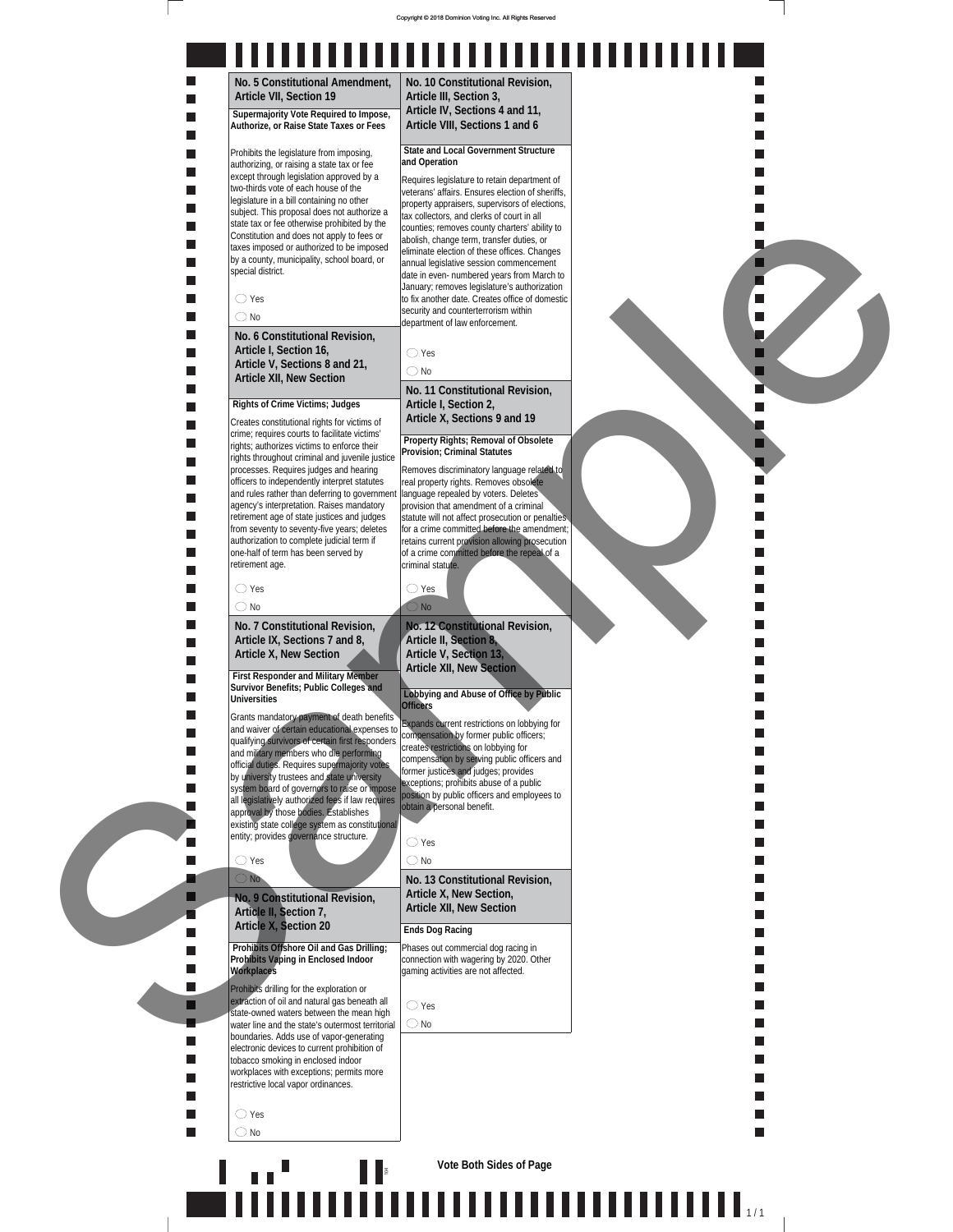## No. 5 Constitutional Amendment, Article VII, Section 19

**Supermajority Vote Required to Impose, Authorize, or Raise State Taxes or Fees**

Prohibits the legislature from imposing, authorizing, or raising a state tax or fee except through legislation approved by a two-thirds vote of each house of the legislature in a bill containing no other subject. This proposal does not authorize a state tax or fee otherwise prohibited by the Constitution and does not apply to fees or taxes imposed or authorized to be imposed by a county, municipality, school board, or special district.

◯ Yes

◯ No

## No. 6 Constitutional Revision, Article I, Section 16, Article V, Sections 8 and 21, Article XII, New Section

**Rights of Crime Victims; Judges**

Creates constitutional rights for victims of crime; requires courts to facilitate victims' rights; authorizes victims to enforce their rights throughout criminal and juvenile justice processes. Requires judges and hearing officers to independently interpret statutes and rules rather than deferring to government agency's interpretation. Raises mandatory retirement age of state justices and judges from seventy to seventy-five years; deletes authorization to complete judicial term if one-half of term has been served by retirement age.

◯ Yes

◯ No

## No. 7 Constitutional Revision, Article IX, Sections 7 and 8, Article X, New Section

**First Responder and Military Member Survivor Benefits; Public Colleges and Universities**

Grants mandatory payment of death benefits and waiver of certain educational expenses to qualifying survivors of certain first responders and military members who die performing official duties. Requires supermajority votes by university trustees and state university system board of governors to raise or impose all legislatively authorized fees if law requires approval by those bodies. Establishes existing state college system as constitutional entity; provides governance structure.

◯ Yes

◯ No

## No. 9 Constitutional Revision, Article II, Section 7, Article X, Section 20

**Prohibits Offshore Oil and Gas Drilling; Prohibits Vaping in Enclosed Indoor Workplaces**

Prohibits drilling for the exploration or extraction of oil and natural gas beneath all state-owned waters between the mean high water line and the state's outermost territorial boundaries. Adds use of vapor-generating electronic devices to current prohibition of tobacco smoking in enclosed indoor workplaces with exceptions; permits more restrictive local vapor ordinances.

◯ Yes

◯ No

## No. 10 Constitutional Revision, Article III, Section 3, Article IV, Sections 4 and 11, Article VIII, Sections 1 and 6

**State and Local Government Structure and Operation**

Requires legislature to retain department of veterans' affairs. Ensures election of sheriffs, property appraisers, supervisors of elections, tax collectors, and clerks of court in all counties; removes county charters' ability to abolish, change term, transfer duties, or eliminate election of these offices. Changes annual legislative session commencement date in even- numbered years from March to January; removes legislature's authorization to fix another date. Creates office of domestic security and counterterrorism within department of law enforcement.

◯ Yes

◯ No

## No. 11 Constitutional Revision, Article I, Section 2, Article X, Sections 9 and 19

**Property Rights; Removal of Obsolete Provision; Criminal Statutes**

Removes discriminatory language related to real property rights. Removes obsolete language repealed by voters. Deletes provision that amendment of a criminal statute will not affect prosecution or penalties for a crime committed before the amendment; retains current provision allowing prosecution of a crime committed before the repeal of a criminal statute.

◯ Yes

◯ No

## No. 12 Constitutional Revision, Article II, Section 8, Article V, Section 13, Article XII, New Section

**Lobbying and Abuse of Office by Public Officers**

Expands current restrictions on lobbying for compensation by former public officers; creates restrictions on lobbying for compensation by serving public officers and former justices and judges; provides exceptions; prohibits abuse of a public position by public officers and employees to obtain a personal benefit.

◯ Yes

◯ No

## No. 13 Constitutional Revision, Article X, New Section, Article XII, New Section

**Ends Dog Racing**

Phases out commercial dog racing in connection with wagering by 2020. Other gaming activities are not affected.

◯ Yes

◯ No

**Vote Both Sides of Page**